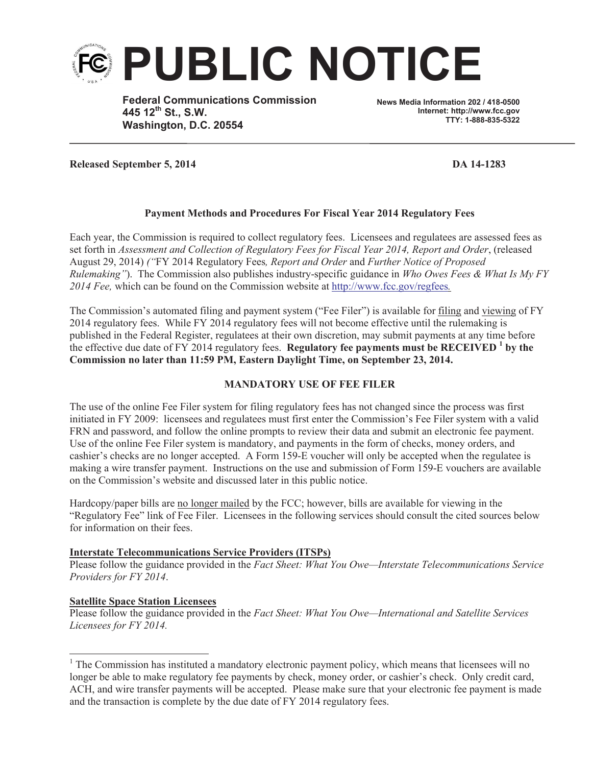# PUBLIC NOTICE

**Federal Communications Commission**
**445 12th St., S.W.**
**Washington, D.C. 20554**

**News Media Information 202 / 418-0500**
**Internet: http://www.fcc.gov**
**TTY: 1-888-835-5322**

**Released September 5, 2014** **DA 14-1283**

**Payment Methods and Procedures For Fiscal Year 2014 Regulatory Fees**

Each year, the Commission is required to collect regulatory fees. Licensees and regulatees are assessed fees as set forth in *Assessment and Collection of Regulatory Fees for Fiscal Year 2014, Report and Order*, (released August 29, 2014) *("*FY 2014 Regulatory Fees*, Report and Order* and *Further Notice of Proposed Rulemaking")*. The Commission also publishes industry-specific guidance in *Who Owes Fees & What Is My FY 2014 Fee,* which can be found on the Commission website at http://www.fcc.gov/regfees*.*

The Commission's automated filing and payment system ("Fee Filer") is available for filing and viewing of FY 2014 regulatory fees. While FY 2014 regulatory fees will not become effective until the rulemaking is published in the Federal Register, regulatees at their own discretion, may submit payments at any time before the effective due date of FY 2014 regulatory fees. **Regulatory fee payments must be RECEIVED [1] by the Commission no later than 11:59 PM, Eastern Daylight Time, on September 23, 2014.**

**MANDATORY USE OF FEE FILER**

The use of the online Fee Filer system for filing regulatory fees has not changed since the process was first initiated in FY 2009: licensees and regulatees must first enter the Commission's Fee Filer system with a valid FRN and password, and follow the online prompts to review their data and submit an electronic fee payment. Use of the online Fee Filer system is mandatory, and payments in the form of checks, money orders, and cashier's checks are no longer accepted. A Form 159-E voucher will only be accepted when the regulatee is making a wire transfer payment. Instructions on the use and submission of Form 159-E vouchers are available on the Commission's website and discussed later in this public notice.

Hardcopy/paper bills are no longer mailed by the FCC; however, bills are available for viewing in the "Regulatory Fee" link of Fee Filer. Licensees in the following services should consult the cited sources below for information on their fees.

**Interstate Telecommunications Service Providers (ITSPs)**
Please follow the guidance provided in the *Fact Sheet: What You Owe—Interstate Telecommunications Service Providers for FY 2014*.

**Satellite Space Station Licensees**
Please follow the guidance provided in the *Fact Sheet: What You Owe—International and Satellite Services Licensees for FY 2014.*

[1] The Commission has instituted a mandatory electronic payment policy, which means that licensees will no longer be able to make regulatory fee payments by check, money order, or cashier's check. Only credit card, ACH, and wire transfer payments will be accepted. Please make sure that your electronic fee payment is made and the transaction is complete by the due date of FY 2014 regulatory fees.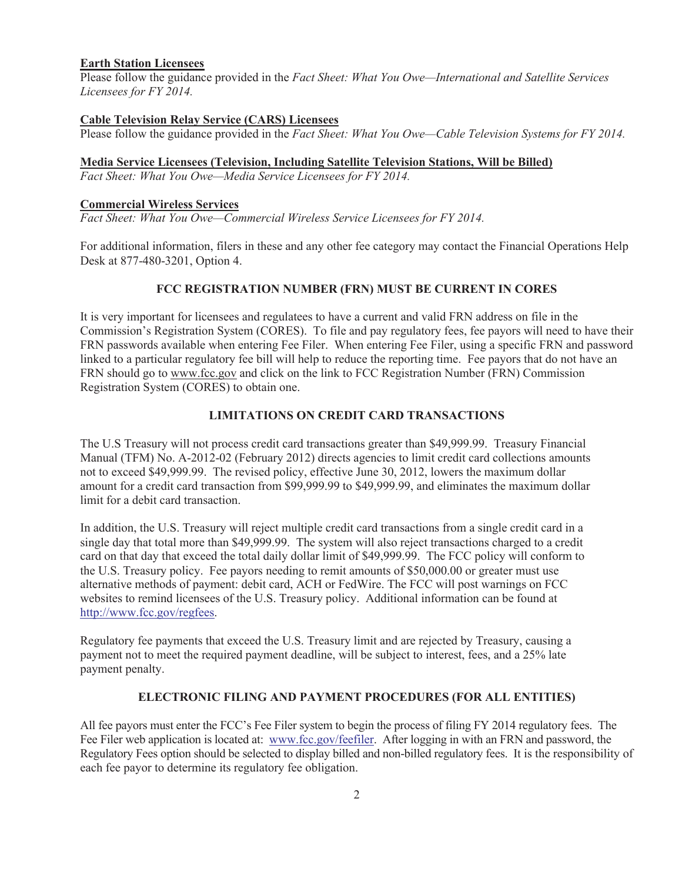**Earth Station Licensees**

Please follow the guidance provided in the *Fact Sheet: What You Owe—International and Satellite Services Licensees for FY 2014.*

**Cable Television Relay Service (CARS) Licensees**

Please follow the guidance provided in the *Fact Sheet: What You Owe—Cable Television Systems for FY 2014.*

**Media Service Licensees (Television, Including Satellite Television Stations, Will be Billed)**

*Fact Sheet: What You Owe—Media Service Licensees for FY 2014.*

**Commercial Wireless Services**

*Fact Sheet: What You Owe—Commercial Wireless Service Licensees for FY 2014.*

For additional information, filers in these and any other fee category may contact the Financial Operations Help Desk at 877-480-3201, Option 4.

## FCC REGISTRATION NUMBER (FRN) MUST BE CURRENT IN CORES

It is very important for licensees and regulatees to have a current and valid FRN address on file in the Commission's Registration System (CORES). To file and pay regulatory fees, fee payors will need to have their FRN passwords available when entering Fee Filer. When entering Fee Filer, using a specific FRN and password linked to a particular regulatory fee bill will help to reduce the reporting time. Fee payors that do not have an FRN should go to www.fcc.gov and click on the link to FCC Registration Number (FRN) Commission Registration System (CORES) to obtain one.

## LIMITATIONS ON CREDIT CARD TRANSACTIONS

The U.S Treasury will not process credit card transactions greater than $49,999.99. Treasury Financial Manual (TFM) No. A-2012-02 (February 2012) directs agencies to limit credit card collections amounts not to exceed $49,999.99. The revised policy, effective June 30, 2012, lowers the maximum dollar amount for a credit card transaction from $99,999.99 to $49,999.99, and eliminates the maximum dollar limit for a debit card transaction.

In addition, the U.S. Treasury will reject multiple credit card transactions from a single credit card in a single day that total more than $49,999.99. The system will also reject transactions charged to a credit card on that day that exceed the total daily dollar limit of $49,999.99. The FCC policy will conform to the U.S. Treasury policy. Fee payors needing to remit amounts of $50,000.00 or greater must use alternative methods of payment: debit card, ACH or FedWire. The FCC will post warnings on FCC websites to remind licensees of the U.S. Treasury policy. Additional information can be found at http://www.fcc.gov/regfees.

Regulatory fee payments that exceed the U.S. Treasury limit and are rejected by Treasury, causing a payment not to meet the required payment deadline, will be subject to interest, fees, and a 25% late payment penalty.

## ELECTRONIC FILING AND PAYMENT PROCEDURES (FOR ALL ENTITIES)

All fee payors must enter the FCC's Fee Filer system to begin the process of filing FY 2014 regulatory fees. The Fee Filer web application is located at: www.fcc.gov/feefiler. After logging in with an FRN and password, the Regulatory Fees option should be selected to display billed and non-billed regulatory fees. It is the responsibility of each fee payor to determine its regulatory fee obligation.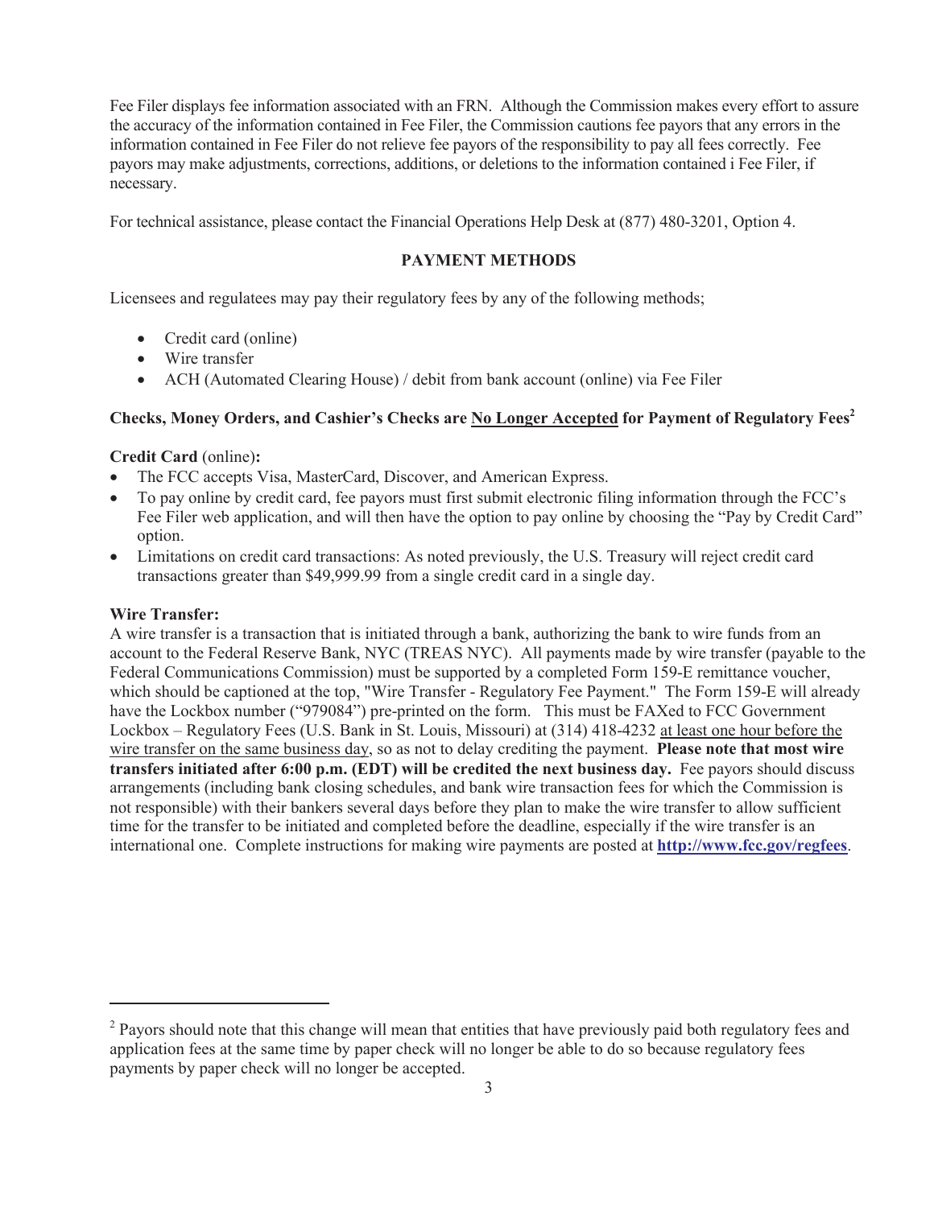Fee Filer displays fee information associated with an FRN. Although the Commission makes every effort to assure the accuracy of the information contained in Fee Filer, the Commission cautions fee payors that any errors in the information contained in Fee Filer do not relieve fee payors of the responsibility to pay all fees correctly. Fee payors may make adjustments, corrections, additions, or deletions to the information contained i Fee Filer, if necessary.

For technical assistance, please contact the Financial Operations Help Desk at (877) 480-3201, Option 4.

## PAYMENT METHODS

Licensees and regulatees may pay their regulatory fees by any of the following methods;

- Credit card (online)
- Wire transfer
- ACH (Automated Clearing House) / debit from bank account (online) via Fee Filer

**Checks, Money Orders, and Cashier's Checks are No Longer Accepted for Payment of Regulatory Fees**[2]

**Credit Card** (online)**:**

- The FCC accepts Visa, MasterCard, Discover, and American Express.
- To pay online by credit card, fee payors must first submit electronic filing information through the FCC's Fee Filer web application, and will then have the option to pay online by choosing the "Pay by Credit Card" option.
- Limitations on credit card transactions: As noted previously, the U.S. Treasury will reject credit card transactions greater than $49,999.99 from a single credit card in a single day.

**Wire Transfer:**

A wire transfer is a transaction that is initiated through a bank, authorizing the bank to wire funds from an account to the Federal Reserve Bank, NYC (TREAS NYC). All payments made by wire transfer (payable to the Federal Communications Commission) must be supported by a completed Form 159-E remittance voucher, which should be captioned at the top, "Wire Transfer - Regulatory Fee Payment." The Form 159-E will already have the Lockbox number ("979084") pre-printed on the form. This must be FAXed to FCC Government Lockbox – Regulatory Fees (U.S. Bank in St. Louis, Missouri) at (314) 418-4232 at least one hour before the wire transfer on the same business day, so as not to delay crediting the payment. **Please note that most wire transfers initiated after 6:00 p.m. (EDT) will be credited the next business day.** Fee payors should discuss arrangements (including bank closing schedules, and bank wire transaction fees for which the Commission is not responsible) with their bankers several days before they plan to make the wire transfer to allow sufficient time for the transfer to be initiated and completed before the deadline, especially if the wire transfer is an international one. Complete instructions for making wire payments are posted at **http://www.fcc.gov/regfees**.

---

[2] Payors should note that this change will mean that entities that have previously paid both regulatory fees and application fees at the same time by paper check will no longer be able to do so because regulatory fees payments by paper check will no longer be accepted.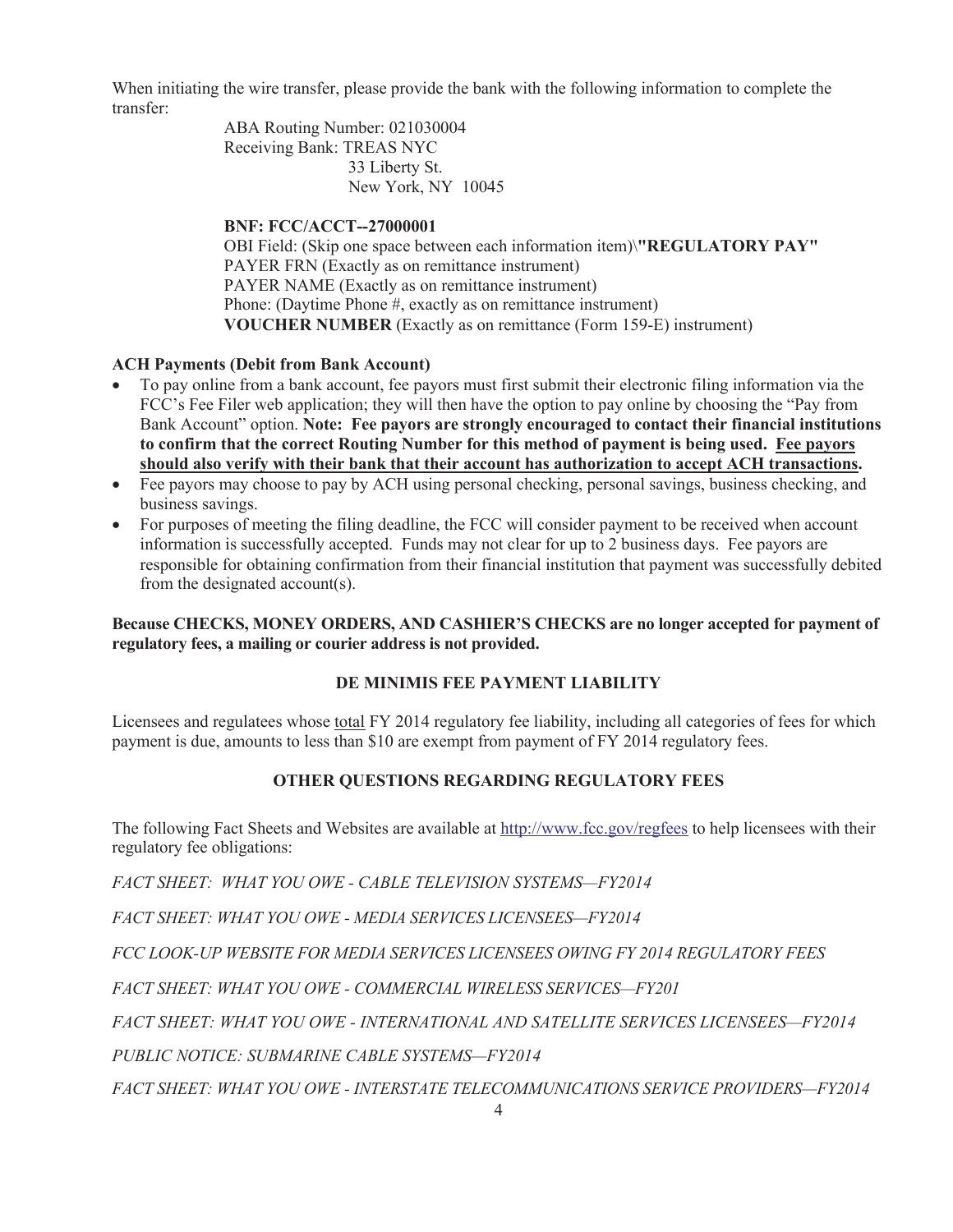When initiating the wire transfer, please provide the bank with the following information to complete the transfer:

ABA Routing Number: 021030004
Receiving Bank: TREAS NYC
33 Liberty St.
New York, NY 10045

**BNF: FCC/ACCT--27000001**
OBI Field: (Skip one space between each information item)\**"REGULATORY PAY"**
PAYER FRN (Exactly as on remittance instrument)
PAYER NAME (Exactly as on remittance instrument)
Phone: (Daytime Phone #, exactly as on remittance instrument)
**VOUCHER NUMBER** (Exactly as on remittance (Form 159-E) instrument)

**ACH Payments (Debit from Bank Account)**

- To pay online from a bank account, fee payors must first submit their electronic filing information via the FCC's Fee Filer web application; they will then have the option to pay online by choosing the "Pay from Bank Account" option. **Note: Fee payors are strongly encouraged to contact their financial institutions to confirm that the correct Routing Number for this method of payment is being used. <u>Fee payors should also verify with their bank that their account has authorization to accept ACH transactions</u>.**
- Fee payors may choose to pay by ACH using personal checking, personal savings, business checking, and business savings.
- For purposes of meeting the filing deadline, the FCC will consider payment to be received when account information is successfully accepted. Funds may not clear for up to 2 business days. Fee payors are responsible for obtaining confirmation from their financial institution that payment was successfully debited from the designated account(s).

**Because CHECKS, MONEY ORDERS, AND CASHIER'S CHECKS are no longer accepted for payment of regulatory fees, a mailing or courier address is not provided.**

## DE MINIMIS FEE PAYMENT LIABILITY

Licensees and regulatees whose <u>total</u> FY 2014 regulatory fee liability, including all categories of fees for which payment is due, amounts to less than $10 are exempt from payment of FY 2014 regulatory fees.

## OTHER QUESTIONS REGARDING REGULATORY FEES

The following Fact Sheets and Websites are available at http://www.fcc.gov/regfees to help licensees with their regulatory fee obligations:

*FACT SHEET: WHAT YOU OWE - CABLE TELEVISION SYSTEMS—FY2014*

*FACT SHEET: WHAT YOU OWE - MEDIA SERVICES LICENSEES—FY2014*

*FCC LOOK-UP WEBSITE FOR MEDIA SERVICES LICENSEES OWING FY 2014 REGULATORY FEES*

*FACT SHEET: WHAT YOU OWE - COMMERCIAL WIRELESS SERVICES—FY201*

*FACT SHEET: WHAT YOU OWE - INTERNATIONAL AND SATELLITE SERVICES LICENSEES—FY2014*

*PUBLIC NOTICE: SUBMARINE CABLE SYSTEMS—FY2014*

*FACT SHEET: WHAT YOU OWE - INTERSTATE TELECOMMUNICATIONS SERVICE PROVIDERS—FY2014*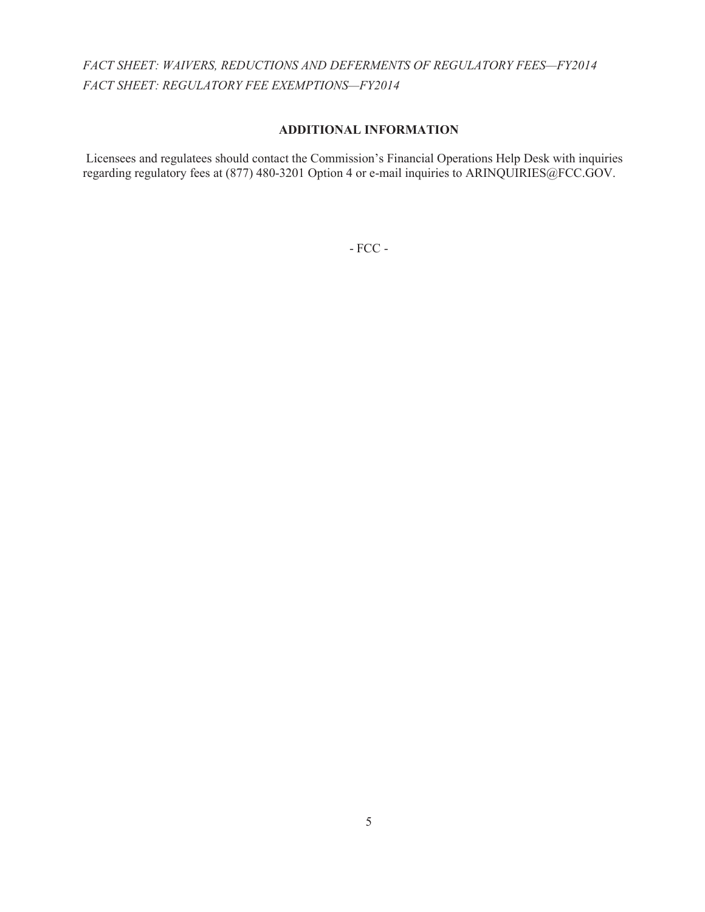*FACT SHEET: WAIVERS, REDUCTIONS AND DEFERMENTS OF REGULATORY FEES—FY2014*
*FACT SHEET: REGULATORY FEE EXEMPTIONS—FY2014*

## ADDITIONAL INFORMATION

Licensees and regulatees should contact the Commission's Financial Operations Help Desk with inquiries regarding regulatory fees at (877) 480-3201 Option 4 or e-mail inquiries to ARINQUIRIES@FCC.GOV.

- FCC -